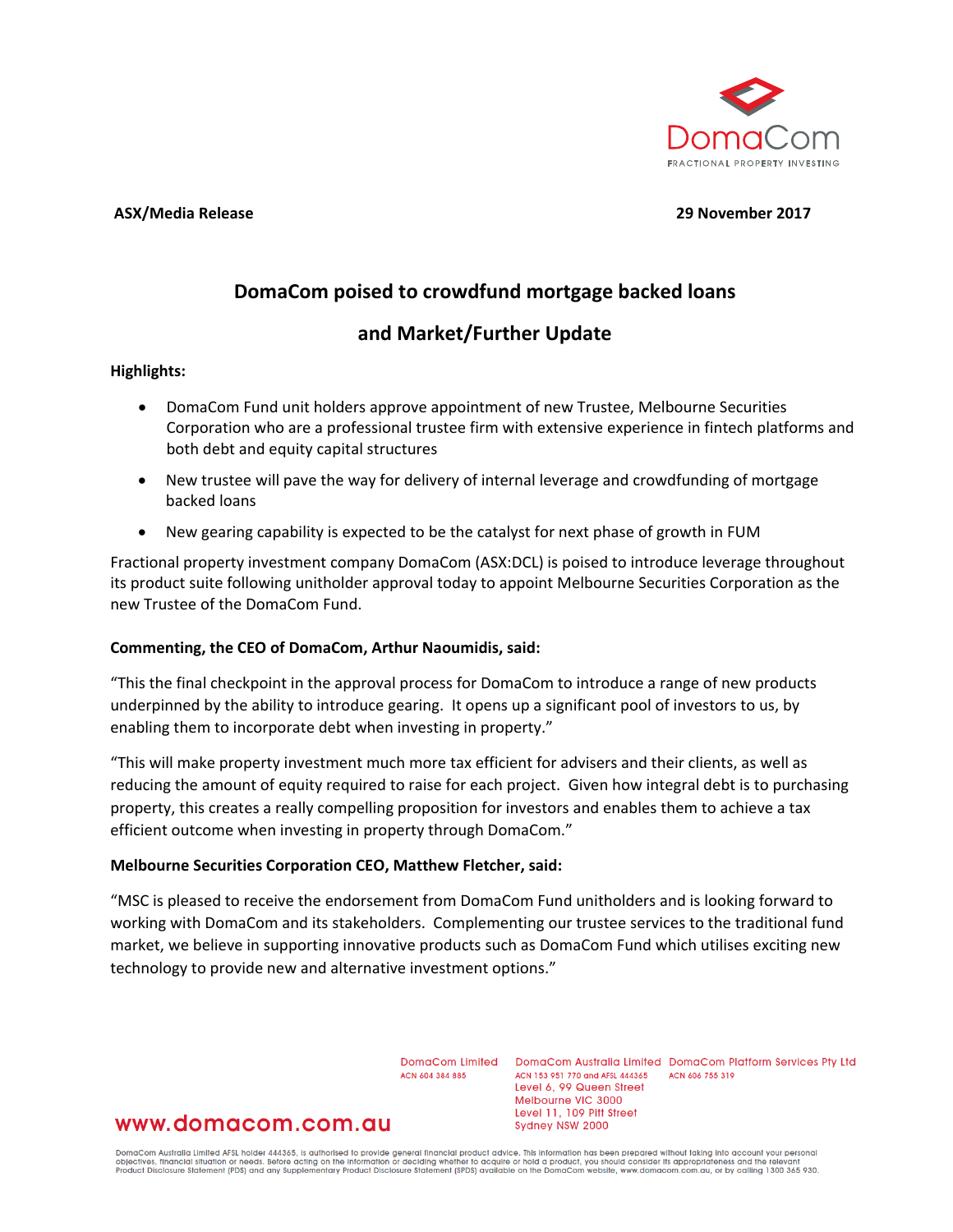DomaCom
FRACTIONAL PROPERTY INVESTING

**ASX/Media Release** **29 November 2017**

# DomaCom poised to crowdfund mortgage backed loans and Market/Further Update

**Highlights:**

- DomaCom Fund unit holders approve appointment of new Trustee, Melbourne Securities Corporation who are a professional trustee firm with extensive experience in fintech platforms and both debt and equity capital structures
- New trustee will pave the way for delivery of internal leverage and crowdfunding of mortgage backed loans
- New gearing capability is expected to be the catalyst for next phase of growth in FUM

Fractional property investment company DomaCom (ASX:DCL) is poised to introduce leverage throughout its product suite following unitholder approval today to appoint Melbourne Securities Corporation as the new Trustee of the DomaCom Fund.

**Commenting, the CEO of DomaCom, Arthur Naoumidis, said:**

"This the final checkpoint in the approval process for DomaCom to introduce a range of new products underpinned by the ability to introduce gearing. It opens up a significant pool of investors to us, by enabling them to incorporate debt when investing in property."

"This will make property investment much more tax efficient for advisers and their clients, as well as reducing the amount of equity required to raise for each project. Given how integral debt is to purchasing property, this creates a really compelling proposition for investors and enables them to achieve a tax efficient outcome when investing in property through DomaCom."

**Melbourne Securities Corporation CEO, Matthew Fletcher, said:**

"MSC is pleased to receive the endorsement from DomaCom Fund unitholders and is looking forward to working with DomaCom and its stakeholders. Complementing our trustee services to the traditional fund market, we believe in supporting innovative products such as DomaCom Fund which utilises exciting new technology to provide new and alternative investment options."

www.domacom.com.au

DomaCom Limited
ACN 604 384 885

DomaCom Australia Limited
ACN 153 951 770 and AFSL 444365
Level 6, 99 Queen Street
Melbourne VIC 3000
Level 11, 109 Pitt Street
Sydney NSW 2000

DomaCom Platform Services Pty Ltd
ACN 606 755 319

DomaCom Australia Limited AFSL holder 444365, is authorised to provide general financial product advice. This information has been prepared without taking into account your personal objectives, financial situation or needs. Before acting on the information or deciding whether to acquire or hold a product, you should consider its appropriateness and the relevant Product Disclosure Statement (PDS) and any Supplementary Product Disclosure Statement (SPDS) available on the DomaCom website, www.domacom.com.au, or by calling 1300 365 930.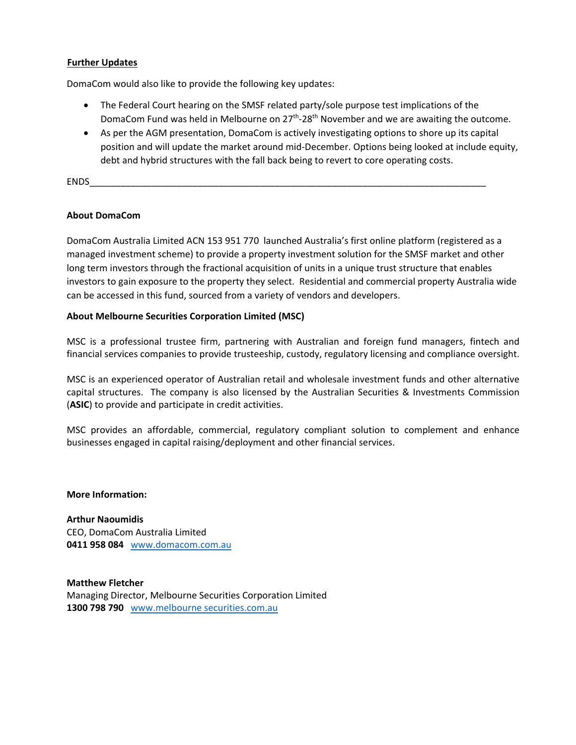**Further Updates**

DomaCom would also like to provide the following key updates:

- The Federal Court hearing on the SMSF related party/sole purpose test implications of the DomaCom Fund was held in Melbourne on 27th-28th November and we are awaiting the outcome.
- As per the AGM presentation, DomaCom is actively investigating options to shore up its capital position and will update the market around mid-December. Options being looked at include equity, debt and hybrid structures with the fall back being to revert to core operating costs.

ENDS_______________________________________________________________________________

**About DomaCom**

DomaCom Australia Limited ACN 153 951 770 launched Australia's first online platform (registered as a managed investment scheme) to provide a property investment solution for the SMSF market and other long term investors through the fractional acquisition of units in a unique trust structure that enables investors to gain exposure to the property they select. Residential and commercial property Australia wide can be accessed in this fund, sourced from a variety of vendors and developers.

**About Melbourne Securities Corporation Limited (MSC)**

MSC is a professional trustee firm, partnering with Australian and foreign fund managers, fintech and financial services companies to provide trusteeship, custody, regulatory licensing and compliance oversight.

MSC is an experienced operator of Australian retail and wholesale investment funds and other alternative capital structures. The company is also licensed by the Australian Securities & Investments Commission (**ASIC**) to provide and participate in credit activities.

MSC provides an affordable, commercial, regulatory compliant solution to complement and enhance businesses engaged in capital raising/deployment and other financial services.

**More Information:**

**Arthur Naoumidis**
CEO, DomaCom Australia Limited
**0411 958 084** www.domacom.com.au

**Matthew Fletcher**
Managing Director, Melbourne Securities Corporation Limited
**1300 798 790** www.melbourne securities.com.au